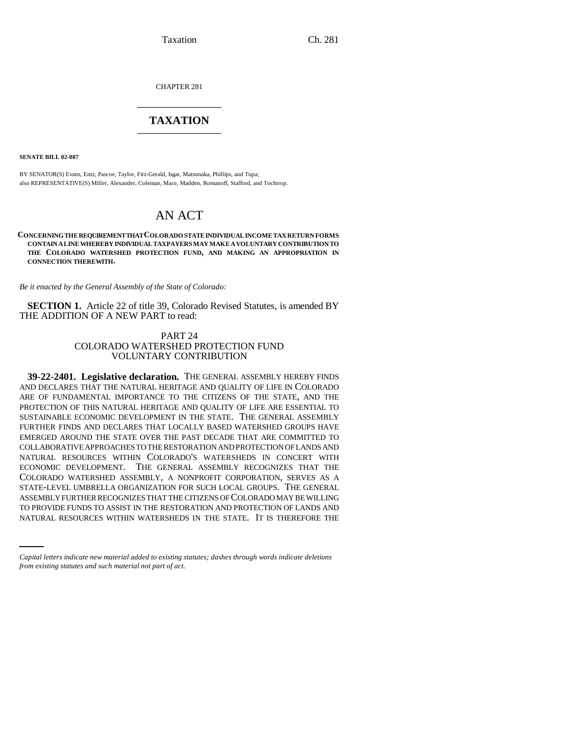CHAPTER 281

# TAXATION

**SENATE BILL 02-087**

BY SENATOR(S) Evans, Entz, Pascoe, Taylor, Fitz-Gerald, Isgar, Matsunaka, Phillips, and Tupa;
also REPRESENTATIVE(S) Miller, Alexander, Coleman, Mace, Madden, Romanoff, Stafford, and Tochtrop.

# AN ACT

**CONCERNING THE REQUIREMENT THAT COLORADO STATE INDIVIDUAL INCOME TAX RETURN FORMS CONTAIN A LINE WHEREBY INDIVIDUAL TAXPAYERS MAY MAKE A VOLUNTARY CONTRIBUTION TO THE COLORADO WATERSHED PROTECTION FUND, AND MAKING AN APPROPRIATION IN CONNECTION THEREWITH.**

*Be it enacted by the General Assembly of the State of Colorado:*

**SECTION 1.** Article 22 of title 39, Colorado Revised Statutes, is amended BY THE ADDITION OF A NEW PART to read:

PART 24
COLORADO WATERSHED PROTECTION FUND
VOLUNTARY CONTRIBUTION

**39-22-2401. Legislative declaration.** THE GENERAL ASSEMBLY HEREBY FINDS AND DECLARES THAT THE NATURAL HERITAGE AND QUALITY OF LIFE IN COLORADO ARE OF FUNDAMENTAL IMPORTANCE TO THE CITIZENS OF THE STATE, AND THE PROTECTION OF THIS NATURAL HERITAGE AND QUALITY OF LIFE ARE ESSENTIAL TO SUSTAINABLE ECONOMIC DEVELOPMENT IN THE STATE. THE GENERAL ASSEMBLY FURTHER FINDS AND DECLARES THAT LOCALLY BASED WATERSHED GROUPS HAVE EMERGED AROUND THE STATE OVER THE PAST DECADE THAT ARE COMMITTED TO COLLABORATIVE APPROACHES TO THE RESTORATION AND PROTECTION OF LANDS AND NATURAL RESOURCES WITHIN COLORADO'S WATERSHEDS IN CONCERT WITH ECONOMIC DEVELOPMENT. THE GENERAL ASSEMBLY RECOGNIZES THAT THE COLORADO WATERSHED ASSEMBLY, A NONPROFIT CORPORATION, SERVES AS A STATE-LEVEL UMBRELLA ORGANIZATION FOR SUCH LOCAL GROUPS. THE GENERAL ASSEMBLY FURTHER RECOGNIZES THAT THE CITIZENS OF COLORADO MAY BE WILLING TO PROVIDE FUNDS TO ASSIST IN THE RESTORATION AND PROTECTION OF LANDS AND NATURAL RESOURCES WITHIN WATERSHEDS IN THE STATE. IT IS THEREFORE THE

*Capital letters indicate new material added to existing statutes; dashes through words indicate deletions from existing statutes and such material not part of act.*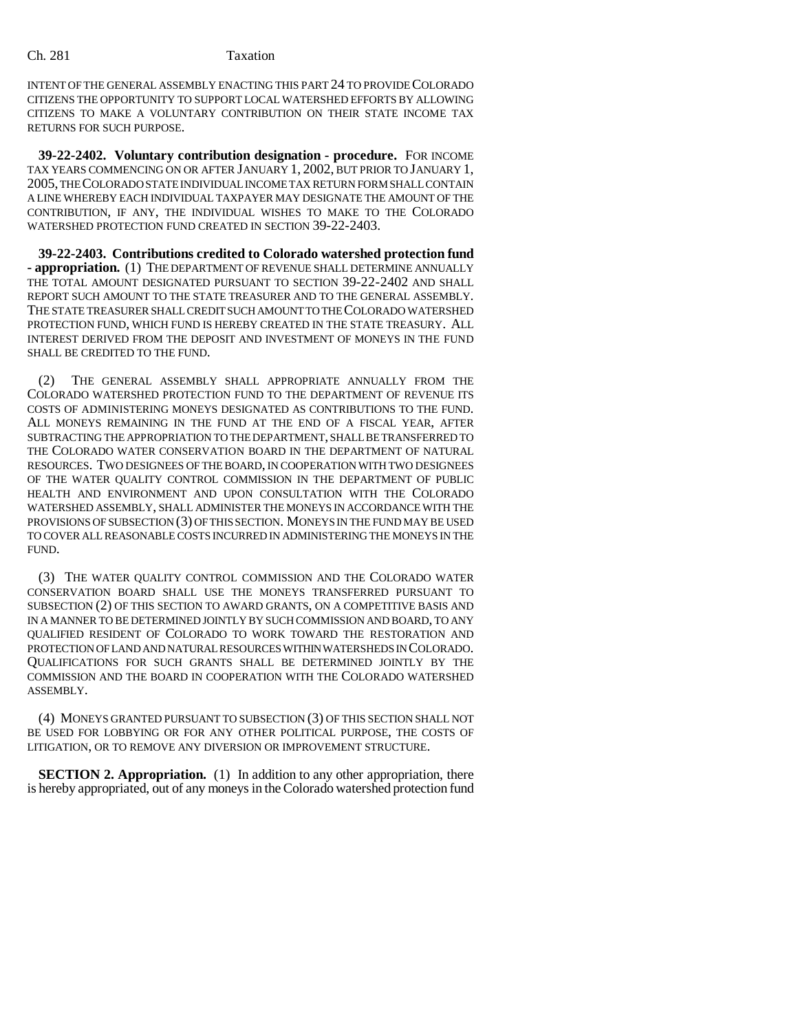INTENT OF THE GENERAL ASSEMBLY ENACTING THIS PART 24 TO PROVIDE COLORADO CITIZENS THE OPPORTUNITY TO SUPPORT LOCAL WATERSHED EFFORTS BY ALLOWING CITIZENS TO MAKE A VOLUNTARY CONTRIBUTION ON THEIR STATE INCOME TAX RETURNS FOR SUCH PURPOSE.

**39-22-2402. Voluntary contribution designation - procedure.** FOR INCOME TAX YEARS COMMENCING ON OR AFTER JANUARY 1, 2002, BUT PRIOR TO JANUARY 1, 2005, THE COLORADO STATE INDIVIDUAL INCOME TAX RETURN FORM SHALL CONTAIN A LINE WHEREBY EACH INDIVIDUAL TAXPAYER MAY DESIGNATE THE AMOUNT OF THE CONTRIBUTION, IF ANY, THE INDIVIDUAL WISHES TO MAKE TO THE COLORADO WATERSHED PROTECTION FUND CREATED IN SECTION 39-22-2403.

**39-22-2403. Contributions credited to Colorado watershed protection fund - appropriation.** (1) THE DEPARTMENT OF REVENUE SHALL DETERMINE ANNUALLY THE TOTAL AMOUNT DESIGNATED PURSUANT TO SECTION 39-22-2402 AND SHALL REPORT SUCH AMOUNT TO THE STATE TREASURER AND TO THE GENERAL ASSEMBLY. THE STATE TREASURER SHALL CREDIT SUCH AMOUNT TO THE COLORADO WATERSHED PROTECTION FUND, WHICH FUND IS HEREBY CREATED IN THE STATE TREASURY. ALL INTEREST DERIVED FROM THE DEPOSIT AND INVESTMENT OF MONEYS IN THE FUND SHALL BE CREDITED TO THE FUND.

(2) THE GENERAL ASSEMBLY SHALL APPROPRIATE ANNUALLY FROM THE COLORADO WATERSHED PROTECTION FUND TO THE DEPARTMENT OF REVENUE ITS COSTS OF ADMINISTERING MONEYS DESIGNATED AS CONTRIBUTIONS TO THE FUND. ALL MONEYS REMAINING IN THE FUND AT THE END OF A FISCAL YEAR, AFTER SUBTRACTING THE APPROPRIATION TO THE DEPARTMENT, SHALL BE TRANSFERRED TO THE COLORADO WATER CONSERVATION BOARD IN THE DEPARTMENT OF NATURAL RESOURCES. TWO DESIGNEES OF THE BOARD, IN COOPERATION WITH TWO DESIGNEES OF THE WATER QUALITY CONTROL COMMISSION IN THE DEPARTMENT OF PUBLIC HEALTH AND ENVIRONMENT AND UPON CONSULTATION WITH THE COLORADO WATERSHED ASSEMBLY, SHALL ADMINISTER THE MONEYS IN ACCORDANCE WITH THE PROVISIONS OF SUBSECTION (3) OF THIS SECTION. MONEYS IN THE FUND MAY BE USED TO COVER ALL REASONABLE COSTS INCURRED IN ADMINISTERING THE MONEYS IN THE FUND.

(3) THE WATER QUALITY CONTROL COMMISSION AND THE COLORADO WATER CONSERVATION BOARD SHALL USE THE MONEYS TRANSFERRED PURSUANT TO SUBSECTION (2) OF THIS SECTION TO AWARD GRANTS, ON A COMPETITIVE BASIS AND IN A MANNER TO BE DETERMINED JOINTLY BY SUCH COMMISSION AND BOARD, TO ANY QUALIFIED RESIDENT OF COLORADO TO WORK TOWARD THE RESTORATION AND PROTECTION OF LAND AND NATURAL RESOURCES WITHIN WATERSHEDS IN COLORADO. QUALIFICATIONS FOR SUCH GRANTS SHALL BE DETERMINED JOINTLY BY THE COMMISSION AND THE BOARD IN COOPERATION WITH THE COLORADO WATERSHED ASSEMBLY.

(4) MONEYS GRANTED PURSUANT TO SUBSECTION (3) OF THIS SECTION SHALL NOT BE USED FOR LOBBYING OR FOR ANY OTHER POLITICAL PURPOSE, THE COSTS OF LITIGATION, OR TO REMOVE ANY DIVERSION OR IMPROVEMENT STRUCTURE.

**SECTION 2. Appropriation.** (1) In addition to any other appropriation, there is hereby appropriated, out of any moneys in the Colorado watershed protection fund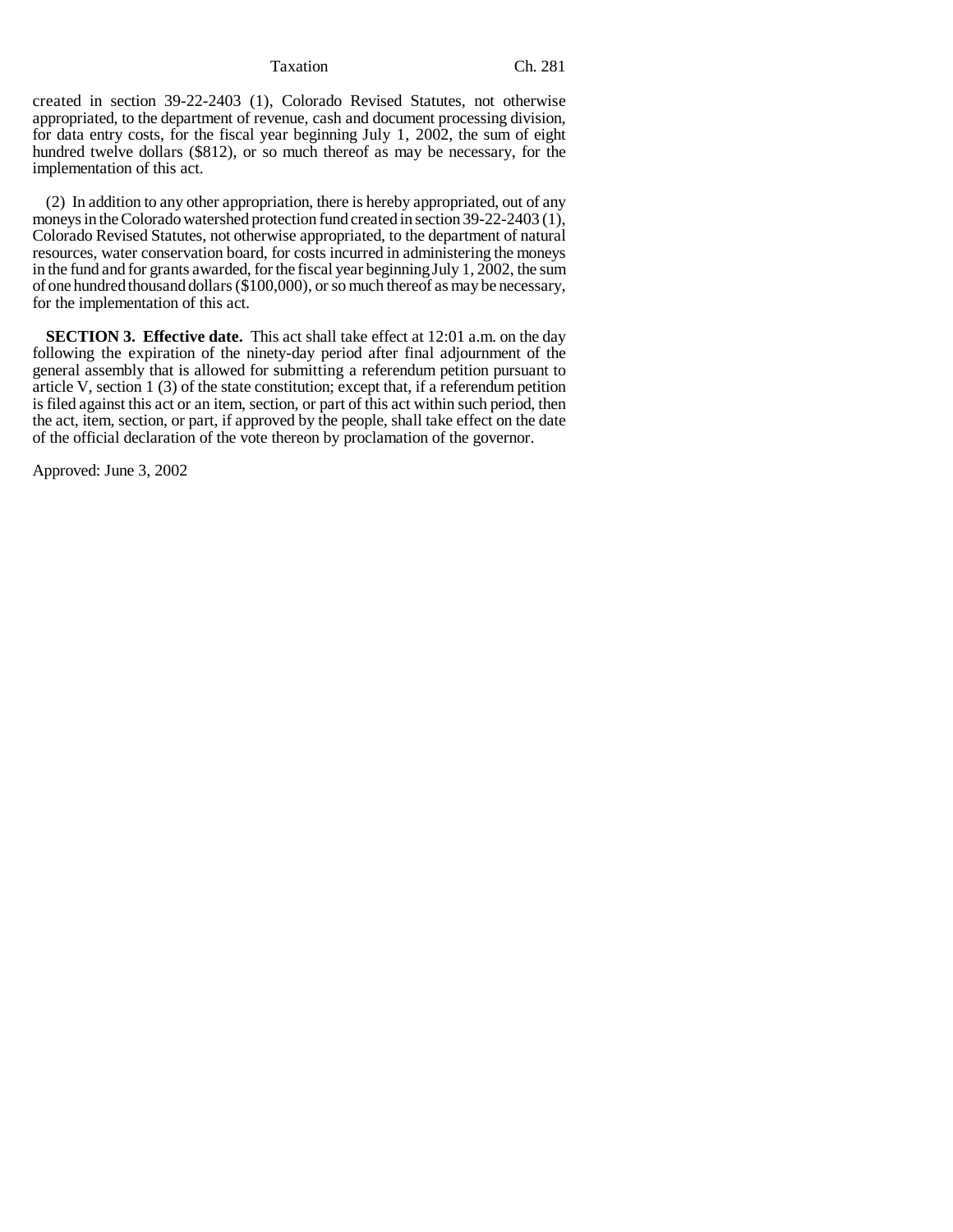created in section 39-22-2403 (1), Colorado Revised Statutes, not otherwise appropriated, to the department of revenue, cash and document processing division, for data entry costs, for the fiscal year beginning July 1, 2002, the sum of eight hundred twelve dollars ($812), or so much thereof as may be necessary, for the implementation of this act.

(2) In addition to any other appropriation, there is hereby appropriated, out of any moneys in the Colorado watershed protection fund created in section 39-22-2403 (1), Colorado Revised Statutes, not otherwise appropriated, to the department of natural resources, water conservation board, for costs incurred in administering the moneys in the fund and for grants awarded, for the fiscal year beginning July 1, 2002, the sum of one hundred thousand dollars ($100,000), or so much thereof as may be necessary, for the implementation of this act.

**SECTION 3. Effective date.** This act shall take effect at 12:01 a.m. on the day following the expiration of the ninety-day period after final adjournment of the general assembly that is allowed for submitting a referendum petition pursuant to article V, section 1 (3) of the state constitution; except that, if a referendum petition is filed against this act or an item, section, or part of this act within such period, then the act, item, section, or part, if approved by the people, shall take effect on the date of the official declaration of the vote thereon by proclamation of the governor.

Approved: June 3, 2002